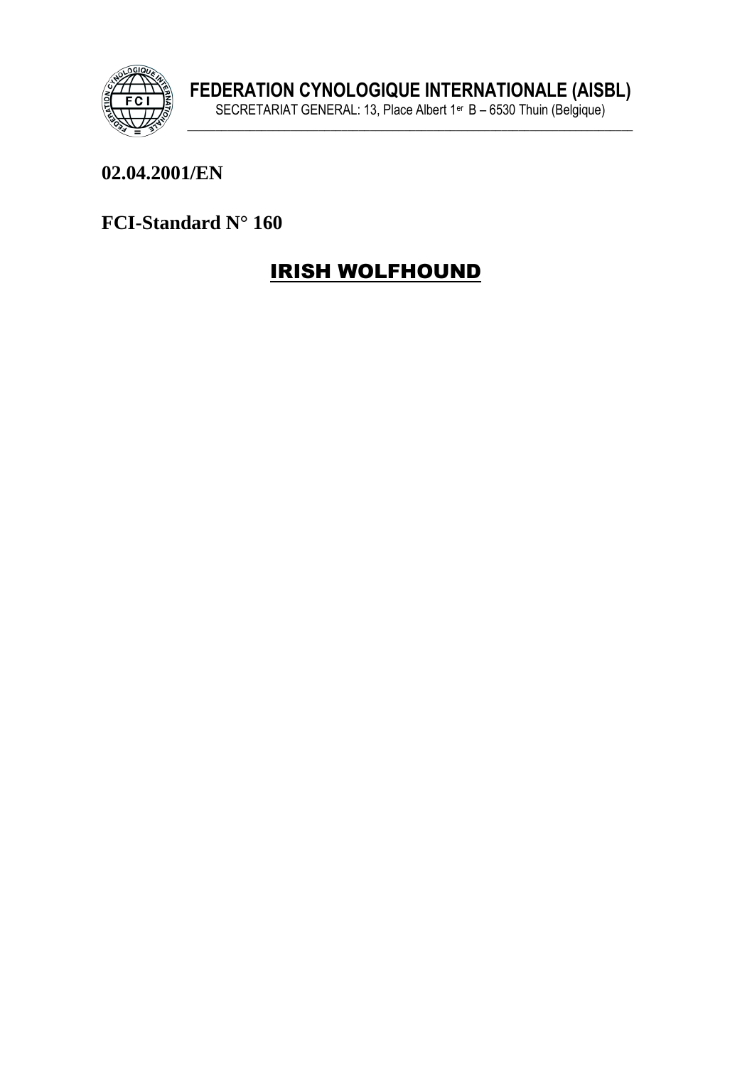**FEDERATION CYNOLOGIQUE INTERNATIONALE (AISBL)**
SECRETARIAT GENERAL: 13, Place Albert 1er B – 6530 Thuin (Belgique)

**02.04.2001/EN**

**FCI-Standard N° 160**

# IRISH WOLFHOUND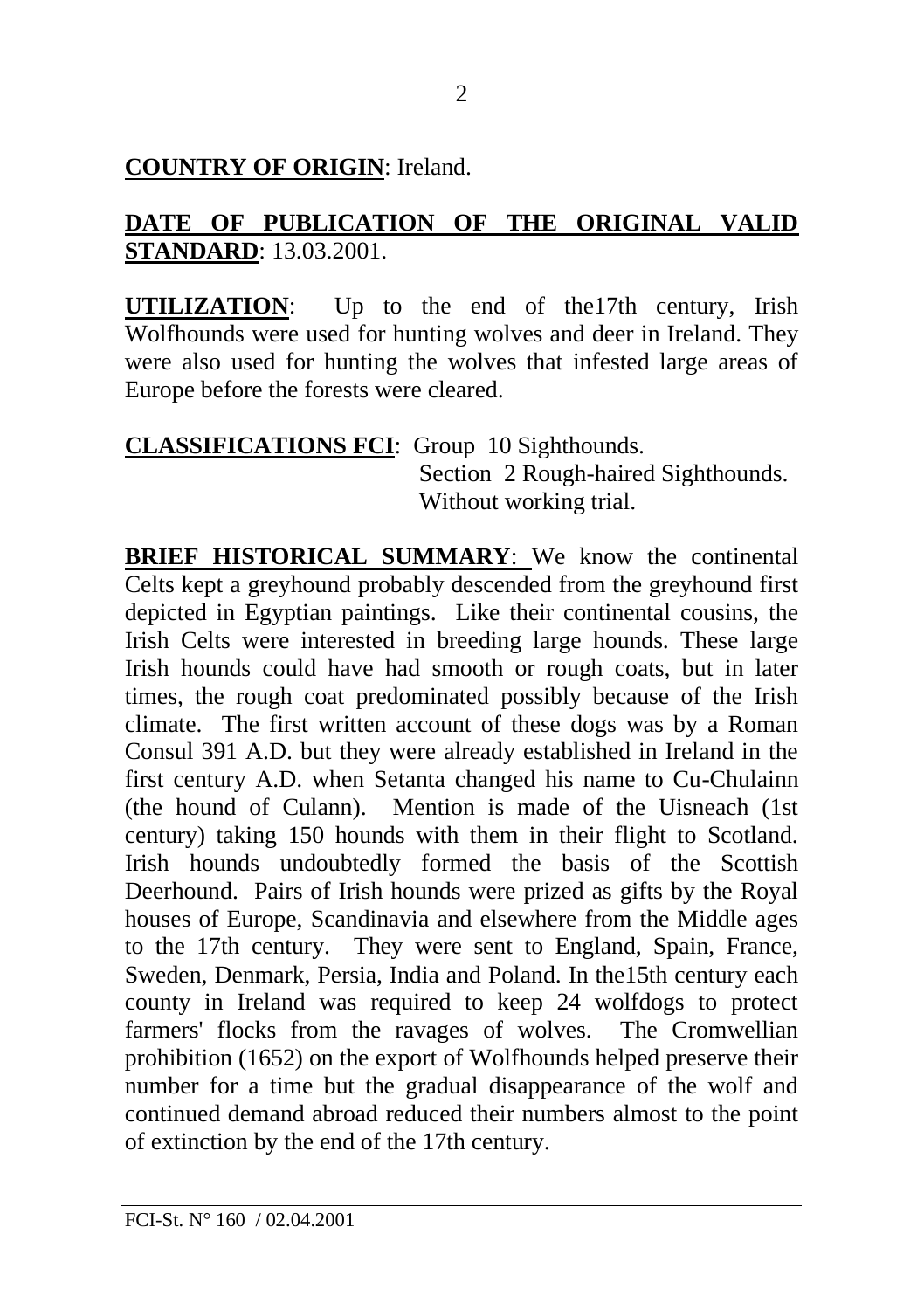**COUNTRY OF ORIGIN**: Ireland.

**DATE OF PUBLICATION OF THE ORIGINAL VALID STANDARD**: 13.03.2001.

**UTILIZATION**: Up to the end of the17th century, Irish Wolfhounds were used for hunting wolves and deer in Ireland. They were also used for hunting the wolves that infested large areas of Europe before the forests were cleared.

**CLASSIFICATIONS FCI**: Group 10 Sighthounds.
Section 2 Rough-haired Sighthounds.
Without working trial.

**BRIEF HISTORICAL SUMMARY**: We know the continental Celts kept a greyhound probably descended from the greyhound first depicted in Egyptian paintings. Like their continental cousins, the Irish Celts were interested in breeding large hounds. These large Irish hounds could have had smooth or rough coats, but in later times, the rough coat predominated possibly because of the Irish climate. The first written account of these dogs was by a Roman Consul 391 A.D. but they were already established in Ireland in the first century A.D. when Setanta changed his name to Cu-Chulainn (the hound of Culann). Mention is made of the Uisneach (1st century) taking 150 hounds with them in their flight to Scotland. Irish hounds undoubtedly formed the basis of the Scottish Deerhound. Pairs of Irish hounds were prized as gifts by the Royal houses of Europe, Scandinavia and elsewhere from the Middle ages to the 17th century. They were sent to England, Spain, France, Sweden, Denmark, Persia, India and Poland. In the15th century each county in Ireland was required to keep 24 wolfdogs to protect farmers' flocks from the ravages of wolves. The Cromwellian prohibition (1652) on the export of Wolfhounds helped preserve their number for a time but the gradual disappearance of the wolf and continued demand abroad reduced their numbers almost to the point of extinction by the end of the 17th century.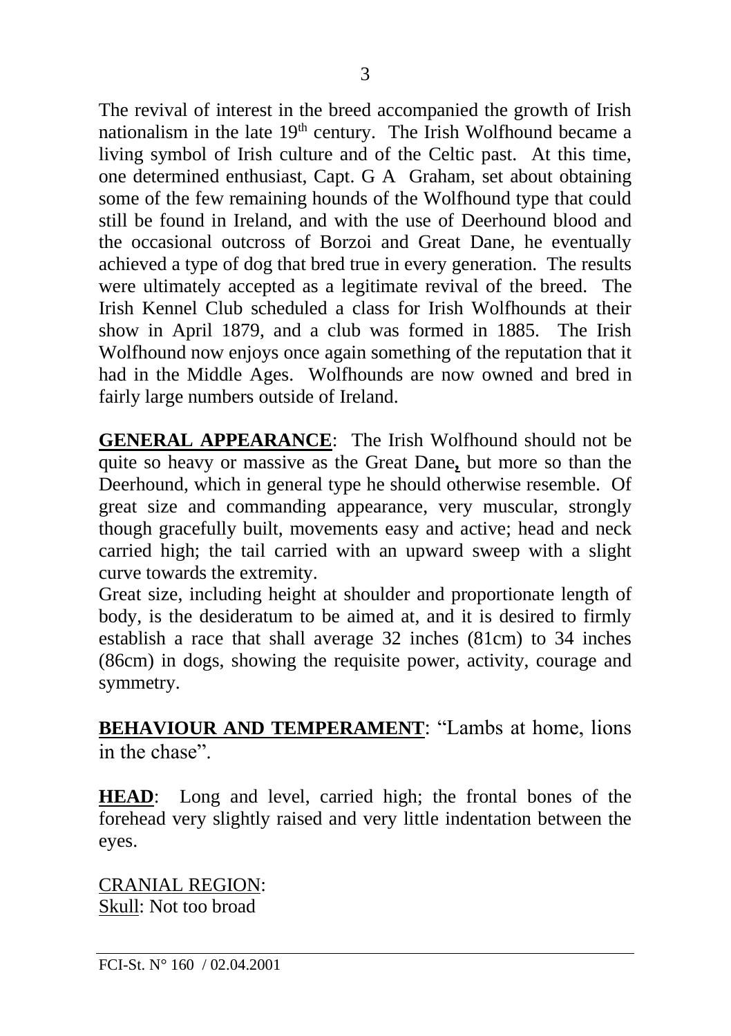The revival of interest in the breed accompanied the growth of Irish nationalism in the late 19th century. The Irish Wolfhound became a living symbol of Irish culture and of the Celtic past. At this time, one determined enthusiast, Capt. G A Graham, set about obtaining some of the few remaining hounds of the Wolfhound type that could still be found in Ireland, and with the use of Deerhound blood and the occasional outcross of Borzoi and Great Dane, he eventually achieved a type of dog that bred true in every generation. The results were ultimately accepted as a legitimate revival of the breed. The Irish Kennel Club scheduled a class for Irish Wolfhounds at their show in April 1879, and a club was formed in 1885. The Irish Wolfhound now enjoys once again something of the reputation that it had in the Middle Ages. Wolfhounds are now owned and bred in fairly large numbers outside of Ireland.

**GENERAL APPEARANCE**: The Irish Wolfhound should not be quite so heavy or massive as the Great Dane, but more so than the Deerhound, which in general type he should otherwise resemble. Of great size and commanding appearance, very muscular, strongly though gracefully built, movements easy and active; head and neck carried high; the tail carried with an upward sweep with a slight curve towards the extremity.
Great size, including height at shoulder and proportionate length of body, is the desideratum to be aimed at, and it is desired to firmly establish a race that shall average 32 inches (81cm) to 34 inches (86cm) in dogs, showing the requisite power, activity, courage and symmetry.

**BEHAVIOUR AND TEMPERAMENT**: "Lambs at home, lions in the chase".

**HEAD**: Long and level, carried high; the frontal bones of the forehead very slightly raised and very little indentation between the eyes.

CRANIAL REGION:
Skull: Not too broad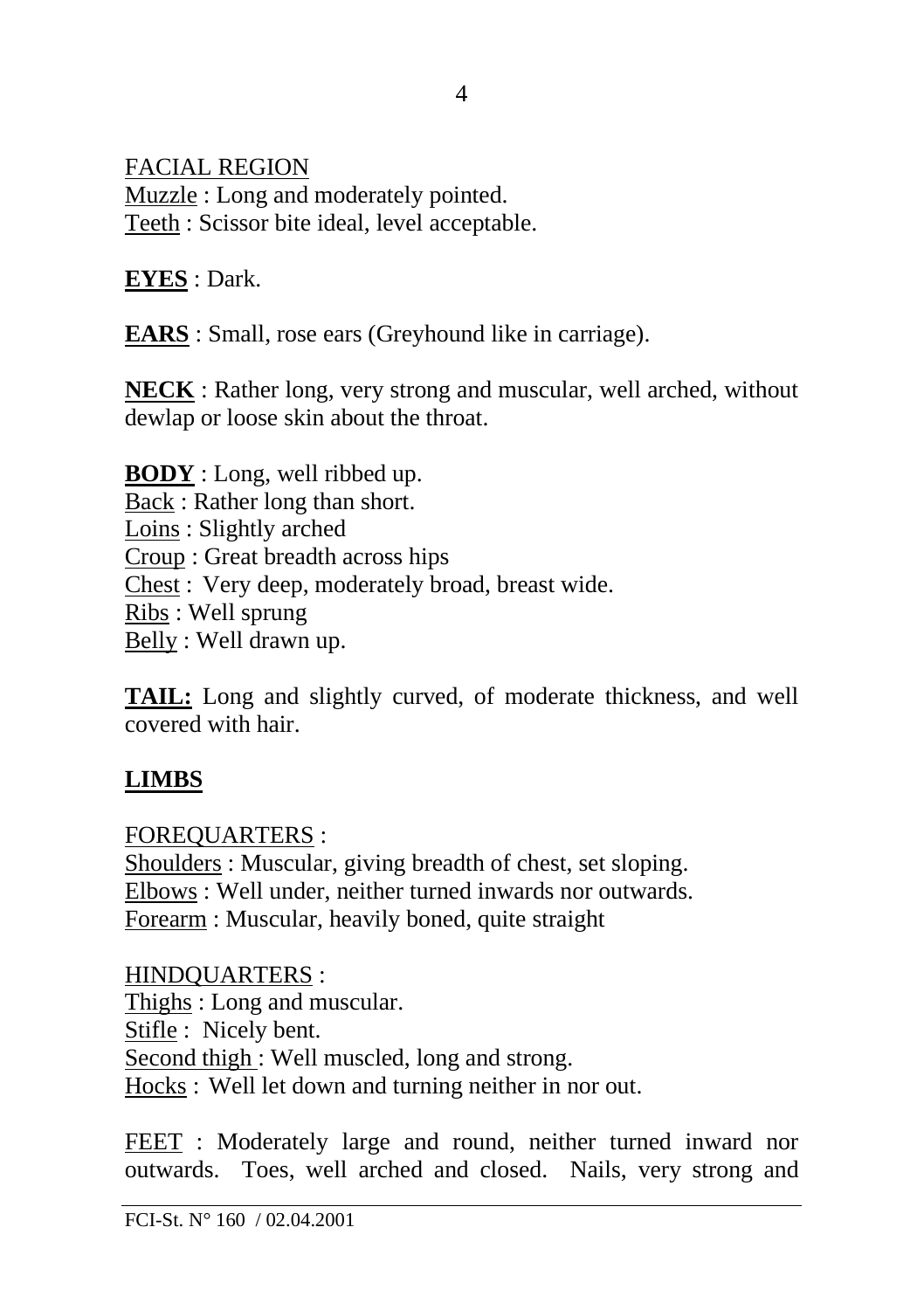FACIAL REGION

Muzzle : Long and moderately pointed.

Teeth : Scissor bite ideal, level acceptable.

**EYES** : Dark.

**EARS** : Small, rose ears (Greyhound like in carriage).

**NECK** : Rather long, very strong and muscular, well arched, without dewlap or loose skin about the throat.

**BODY** : Long, well ribbed up.

Back : Rather long than short.

Loins : Slightly arched

Croup : Great breadth across hips

Chest : Very deep, moderately broad, breast wide.

Ribs : Well sprung

Belly : Well drawn up.

**TAIL:** Long and slightly curved, of moderate thickness, and well covered with hair.

## LIMBS

FOREQUARTERS :

Shoulders : Muscular, giving breadth of chest, set sloping.

Elbows : Well under, neither turned inwards nor outwards.

Forearm : Muscular, heavily boned, quite straight

HINDQUARTERS :

Thighs : Long and muscular.

Stifle : Nicely bent.

Second thigh : Well muscled, long and strong.

Hocks : Well let down and turning neither in nor out.

FEET : Moderately large and round, neither turned inward nor outwards. Toes, well arched and closed. Nails, very strong and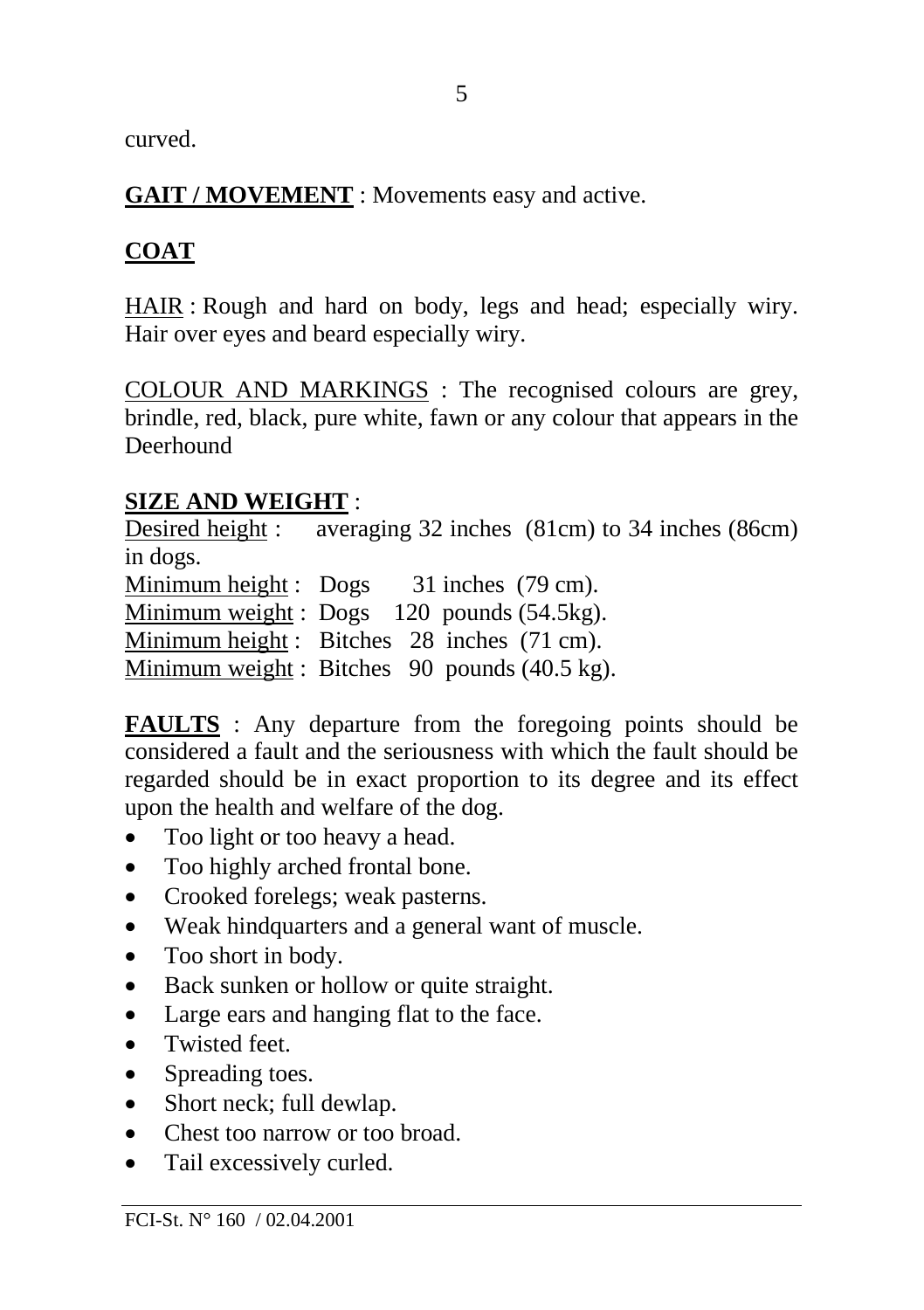curved.

**GAIT / MOVEMENT** : Movements easy and active.

## COAT

HAIR : Rough and hard on body, legs and head; especially wiry. Hair over eyes and beard especially wiry.

COLOUR AND MARKINGS : The recognised colours are grey, brindle, red, black, pure white, fawn or any colour that appears in the Deerhound

## SIZE AND WEIGHT :

Desired height : averaging 32 inches (81cm) to 34 inches (86cm) in dogs.
Minimum height : Dogs 31 inches (79 cm).
Minimum weight : Dogs 120 pounds (54.5kg).
Minimum height : Bitches 28 inches (71 cm).
Minimum weight : Bitches 90 pounds (40.5 kg).

**FAULTS** : Any departure from the foregoing points should be considered a fault and the seriousness with which the fault should be regarded should be in exact proportion to its degree and its effect upon the health and welfare of the dog.

- Too light or too heavy a head.
- Too highly arched frontal bone.
- Crooked forelegs; weak pasterns.
- Weak hindquarters and a general want of muscle.
- Too short in body.
- Back sunken or hollow or quite straight.
- Large ears and hanging flat to the face.
- Twisted feet.
- Spreading toes.
- Short neck; full dewlap.
- Chest too narrow or too broad.
- Tail excessively curled.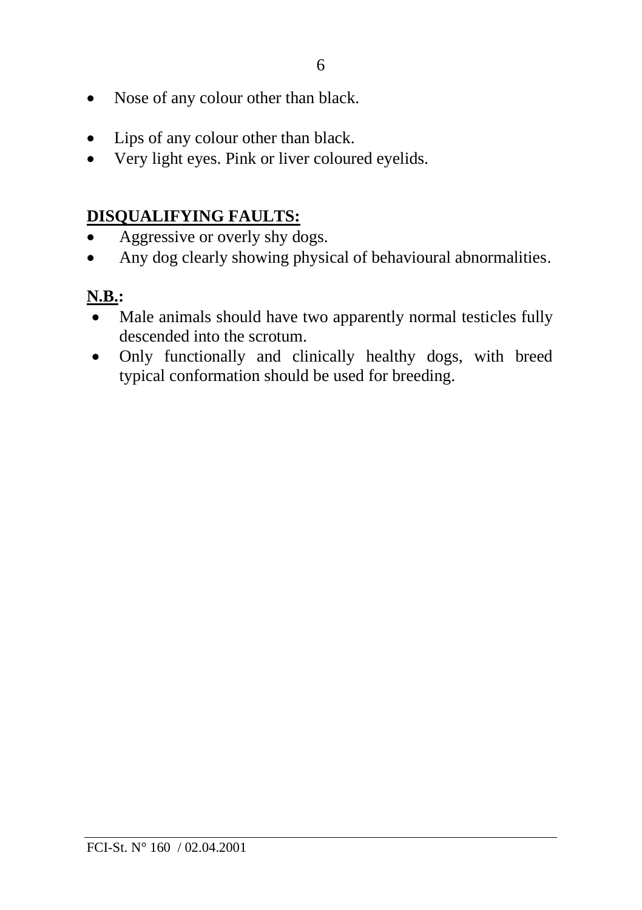- Nose of any colour other than black.
- Lips of any colour other than black.
- Very light eyes. Pink or liver coloured eyelids.

**DISQUALIFYING FAULTS:**

- Aggressive or overly shy dogs.
- Any dog clearly showing physical of behavioural abnormalities.

**N.B.:**

- Male animals should have two apparently normal testicles fully descended into the scrotum.
- Only functionally and clinically healthy dogs, with breed typical conformation should be used for breeding.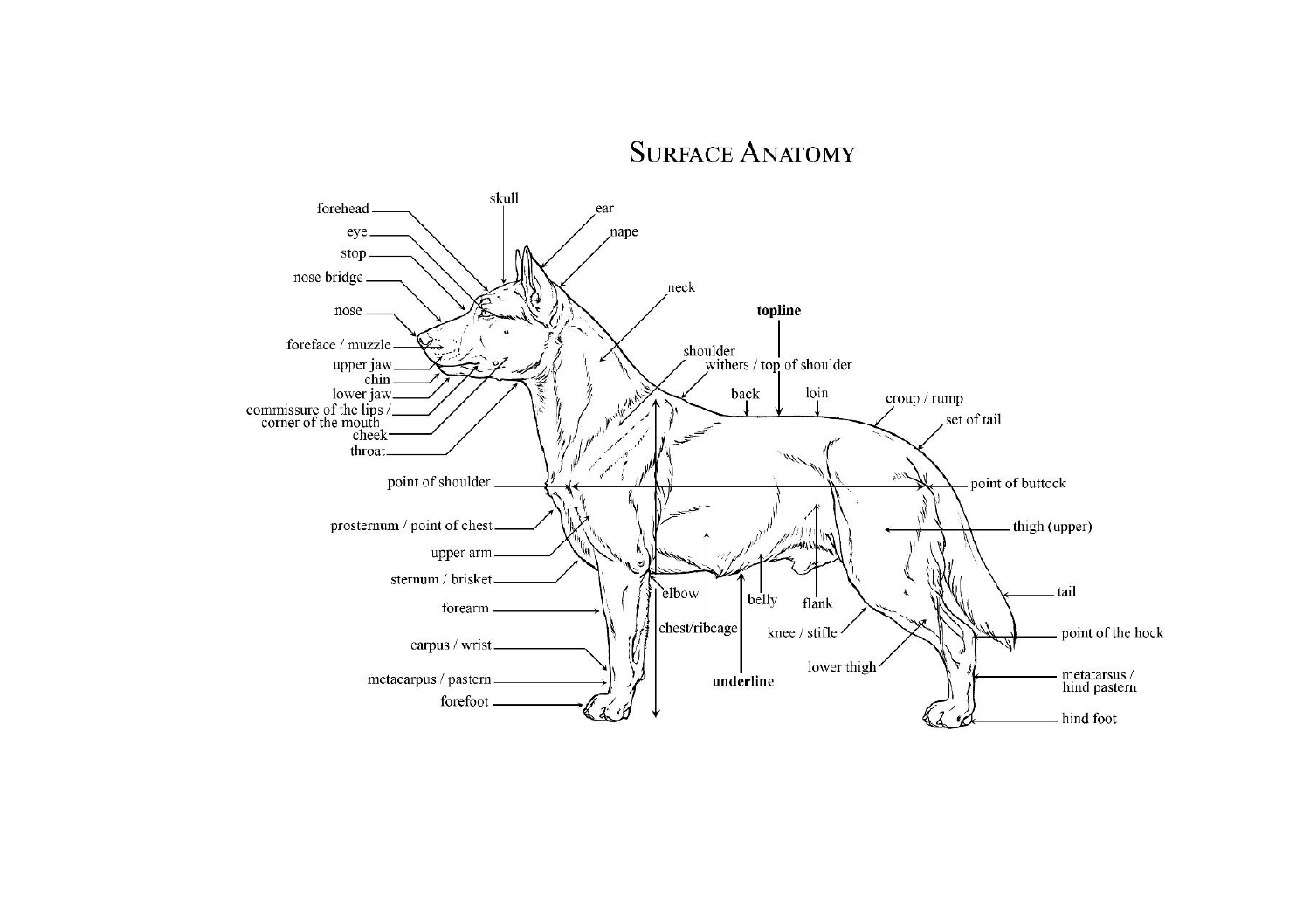# Surface Anatomy

forehead
eye
stop
nose bridge
nose
foreface / muzzle
upper jaw
chin
lower jaw
commissure of the lips / corner of the mouth
cheek
throat
skull
ear
nape
neck
topline
shoulder
withers / top of shoulder
back
loin
croup / rump
set of tail
point of shoulder
point of buttock
prosternum / point of chest
thigh (upper)
upper arm
sternum / brisket
tail
forearm
elbow
belly
flank
chest/ribcage
knee / stifle
point of the hock
carpus / wrist
lower thigh
metacarpus / pastern
underline
metatarsus / hind pastern
forefoot
hind foot